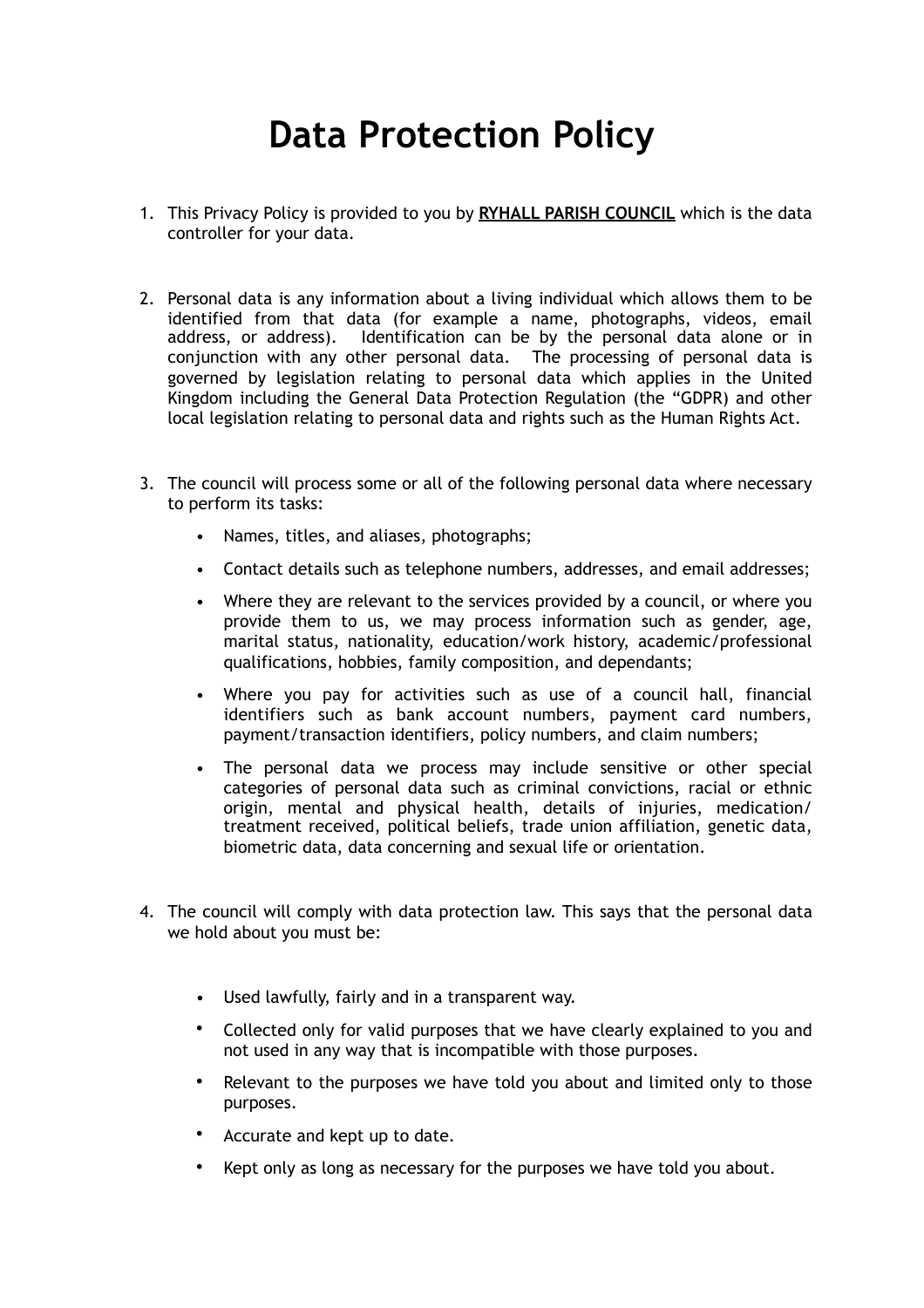# Data Protection Policy

1. This Privacy Policy is provided to you by **RYHALL PARISH COUNCIL** which is the data controller for your data.

2. Personal data is any information about a living individual which allows them to be identified from that data (for example a name, photographs, videos, email address, or address). Identification can be by the personal data alone or in conjunction with any other personal data. The processing of personal data is governed by legislation relating to personal data which applies in the United Kingdom including the General Data Protection Regulation (the "GDPR) and other local legislation relating to personal data and rights such as the Human Rights Act.

3. The council will process some or all of the following personal data where necessary to perform its tasks:

   - Names, titles, and aliases, photographs;
   - Contact details such as telephone numbers, addresses, and email addresses;
   - Where they are relevant to the services provided by a council, or where you provide them to us, we may process information such as gender, age, marital status, nationality, education/work history, academic/professional qualifications, hobbies, family composition, and dependants;
   - Where you pay for activities such as use of a council hall, financial identifiers such as bank account numbers, payment card numbers, payment/transaction identifiers, policy numbers, and claim numbers;
   - The personal data we process may include sensitive or other special categories of personal data such as criminal convictions, racial or ethnic origin, mental and physical health, details of injuries, medication/ treatment received, political beliefs, trade union affiliation, genetic data, biometric data, data concerning and sexual life or orientation.

4. The council will comply with data protection law. This says that the personal data we hold about you must be:

   - Used lawfully, fairly and in a transparent way.
   - Collected only for valid purposes that we have clearly explained to you and not used in any way that is incompatible with those purposes.
   - Relevant to the purposes we have told you about and limited only to those purposes.
   - Accurate and kept up to date.
   - Kept only as long as necessary for the purposes we have told you about.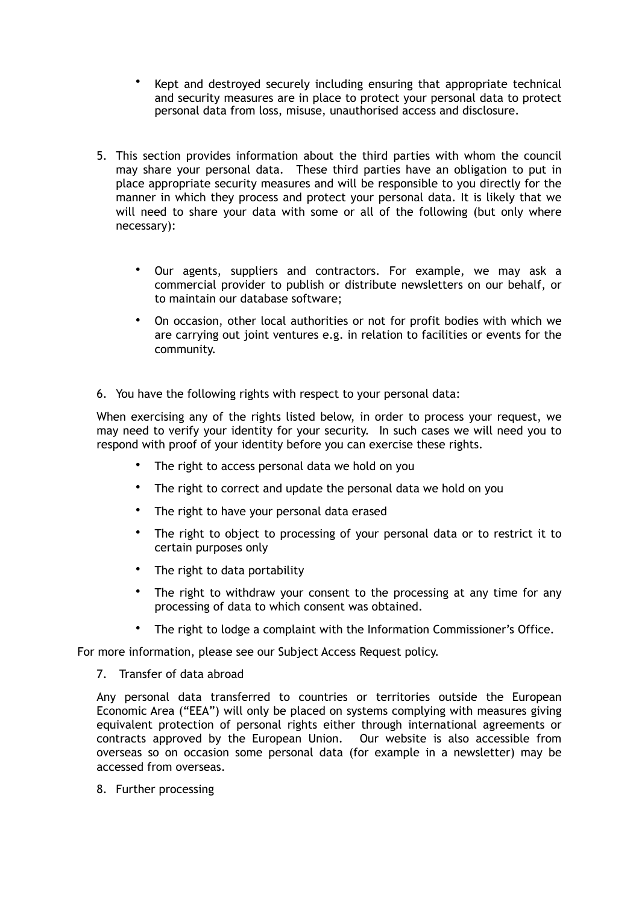- Kept and destroyed securely including ensuring that appropriate technical and security measures are in place to protect your personal data to protect personal data from loss, misuse, unauthorised access and disclosure.

5. This section provides information about the third parties with whom the council may share your personal data. These third parties have an obligation to put in place appropriate security measures and will be responsible to you directly for the manner in which they process and protect your personal data. It is likely that we will need to share your data with some or all of the following (but only where necessary):

   - Our agents, suppliers and contractors. For example, we may ask a commercial provider to publish or distribute newsletters on our behalf, or to maintain our database software;
   - On occasion, other local authorities or not for profit bodies with which we are carrying out joint ventures e.g. in relation to facilities or events for the community.

6. You have the following rights with respect to your personal data:

   When exercising any of the rights listed below, in order to process your request, we may need to verify your identity for your security. In such cases we will need you to respond with proof of your identity before you can exercise these rights.

   - The right to access personal data we hold on you
   - The right to correct and update the personal data we hold on you
   - The right to have your personal data erased
   - The right to object to processing of your personal data or to restrict it to certain purposes only
   - The right to data portability
   - The right to withdraw your consent to the processing at any time for any processing of data to which consent was obtained.
   - The right to lodge a complaint with the Information Commissioner's Office.

For more information, please see our Subject Access Request policy.

7. Transfer of data abroad

   Any personal data transferred to countries or territories outside the European Economic Area ("EEA") will only be placed on systems complying with measures giving equivalent protection of personal rights either through international agreements or contracts approved by the European Union. Our website is also accessible from overseas so on occasion some personal data (for example in a newsletter) may be accessed from overseas.

8. Further processing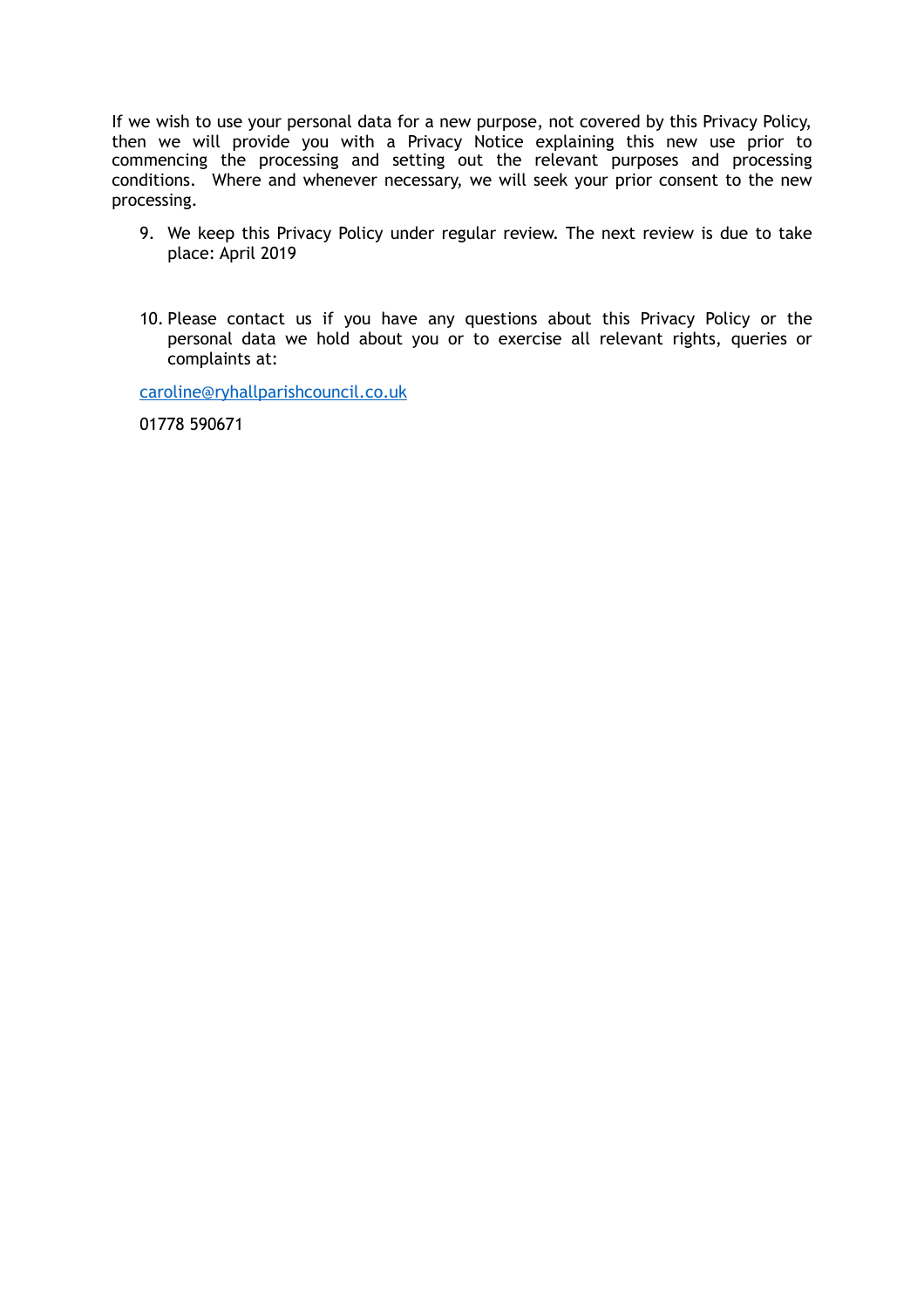If we wish to use your personal data for a new purpose, not covered by this Privacy Policy, then we will provide you with a Privacy Notice explaining this new use prior to commencing the processing and setting out the relevant purposes and processing conditions. Where and whenever necessary, we will seek your prior consent to the new processing.

9. We keep this Privacy Policy under regular review. The next review is due to take place: April 2019

10. Please contact us if you have any questions about this Privacy Policy or the personal data we hold about you or to exercise all relevant rights, queries or complaints at:

caroline@ryhallparishcouncil.co.uk

01778 590671